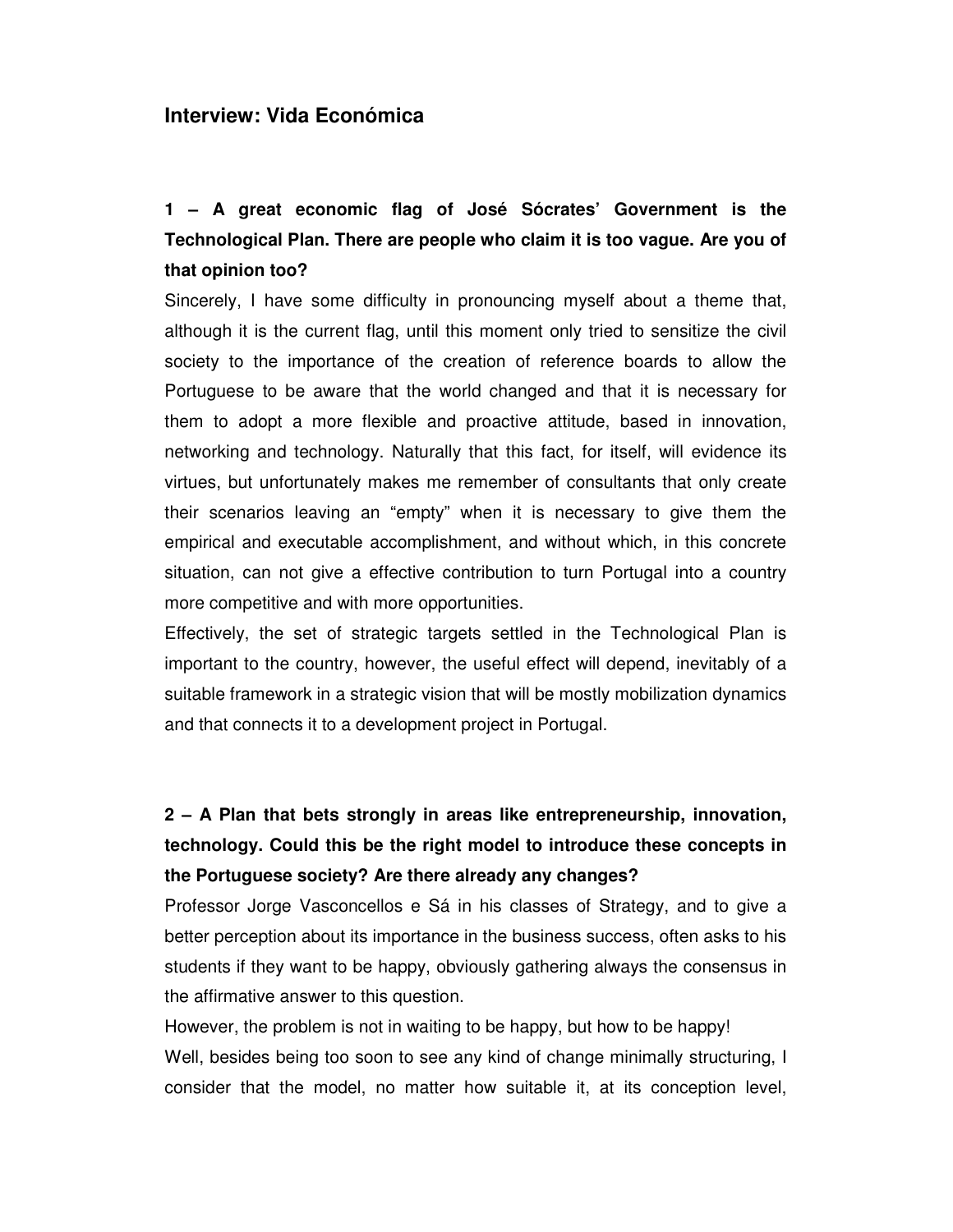## Interview: Vida Económica

**1 – A great economic flag of José Sócrates' Government is the Technological Plan. There are people who claim it is too vague. Are you of that opinion too?**

Sincerely, I have some difficulty in pronouncing myself about a theme that, although it is the current flag, until this moment only tried to sensitize the civil society to the importance of the creation of reference boards to allow the Portuguese to be aware that the world changed and that it is necessary for them to adopt a more flexible and proactive attitude, based in innovation, networking and technology. Naturally that this fact, for itself, will evidence its virtues, but unfortunately makes me remember of consultants that only create their scenarios leaving an "empty" when it is necessary to give them the empirical and executable accomplishment, and without which, in this concrete situation, can not give a effective contribution to turn Portugal into a country more competitive and with more opportunities.

Effectively, the set of strategic targets settled in the Technological Plan is important to the country, however, the useful effect will depend, inevitably of a suitable framework in a strategic vision that will be mostly mobilization dynamics and that connects it to a development project in Portugal.

**2 – A Plan that bets strongly in areas like entrepreneurship, innovation, technology. Could this be the right model to introduce these concepts in the Portuguese society? Are there already any changes?**

Professor Jorge Vasconcellos e Sá in his classes of Strategy, and to give a better perception about its importance in the business success, often asks to his students if they want to be happy, obviously gathering always the consensus in the affirmative answer to this question.

However, the problem is not in waiting to be happy, but how to be happy!

Well, besides being too soon to see any kind of change minimally structuring, I consider that the model, no matter how suitable it, at its conception level,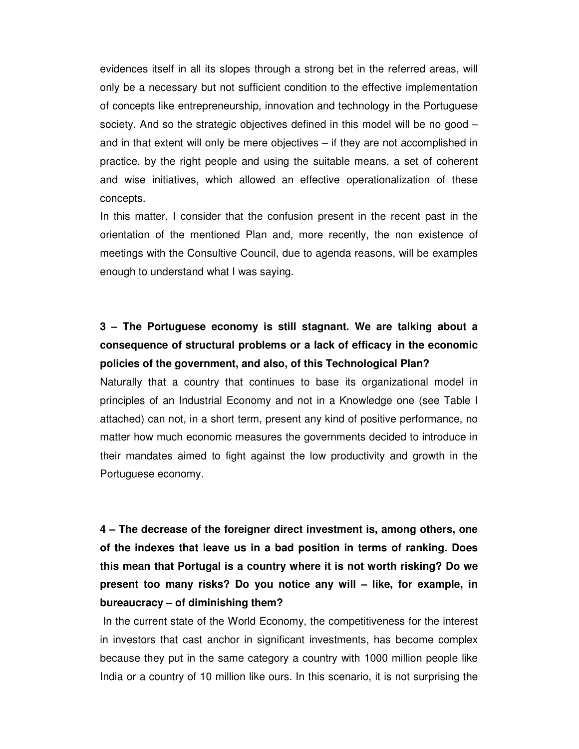evidences itself in all its slopes through a strong bet in the referred areas, will only be a necessary but not sufficient condition to the effective implementation of concepts like entrepreneurship, innovation and technology in the Portuguese society. And so the strategic objectives defined in this model will be no good – and in that extent will only be mere objectives – if they are not accomplished in practice, by the right people and using the suitable means, a set of coherent and wise initiatives, which allowed an effective operationalization of these concepts.

In this matter, I consider that the confusion present in the recent past in the orientation of the mentioned Plan and, more recently, the non existence of meetings with the Consultive Council, due to agenda reasons, will be examples enough to understand what I was saying.

**3 – The Portuguese economy is still stagnant. We are talking about a consequence of structural problems or a lack of efficacy in the economic policies of the government, and also, of this Technological Plan?**

Naturally that a country that continues to base its organizational model in principles of an Industrial Economy and not in a Knowledge one (see Table I attached) can not, in a short term, present any kind of positive performance, no matter how much economic measures the governments decided to introduce in their mandates aimed to fight against the low productivity and growth in the Portuguese economy.

**4 – The decrease of the foreigner direct investment is, among others, one of the indexes that leave us in a bad position in terms of ranking. Does this mean that Portugal is a country where it is not worth risking? Do we present too many risks? Do you notice any will – like, for example, in bureaucracy – of diminishing them?**

In the current state of the World Economy, the competitiveness for the interest in investors that cast anchor in significant investments, has become complex because they put in the same category a country with 1000 million people like India or a country of 10 million like ours. In this scenario, it is not surprising the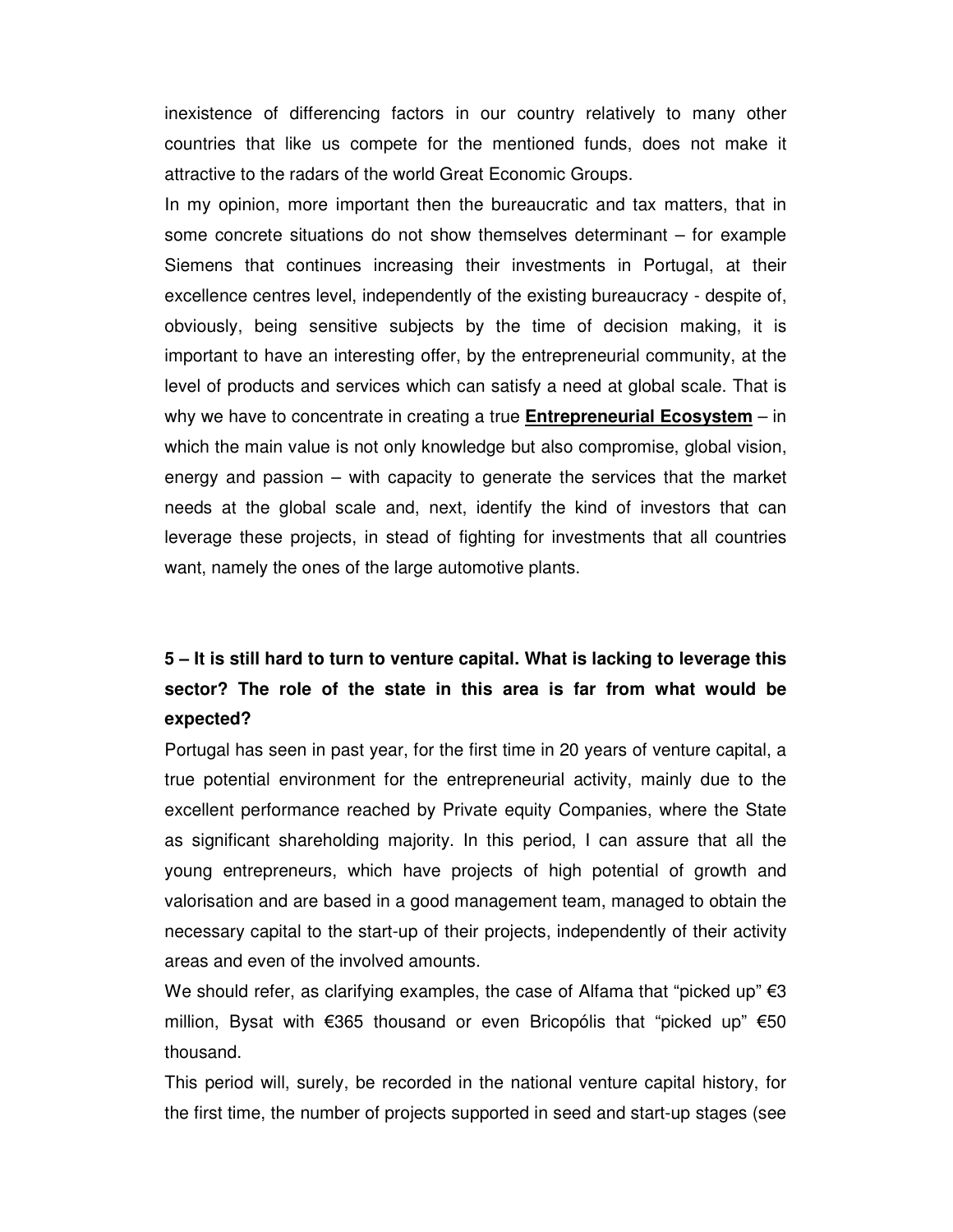inexistence of differencing factors in our country relatively to many other countries that like us compete for the mentioned funds, does not make it attractive to the radars of the world Great Economic Groups.

In my opinion, more important then the bureaucratic and tax matters, that in some concrete situations do not show themselves determinant – for example Siemens that continues increasing their investments in Portugal, at their excellence centres level, independently of the existing bureaucracy - despite of, obviously, being sensitive subjects by the time of decision making, it is important to have an interesting offer, by the entrepreneurial community, at the level of products and services which can satisfy a need at global scale. That is why we have to concentrate in creating a true <u>**Entrepreneurial Ecosystem**</u> – in which the main value is not only knowledge but also compromise, global vision, energy and passion – with capacity to generate the services that the market needs at the global scale and, next, identify the kind of investors that can leverage these projects, in stead of fighting for investments that all countries want, namely the ones of the large automotive plants.

**5 – It is still hard to turn to venture capital. What is lacking to leverage this sector? The role of the state in this area is far from what would be expected?**

Portugal has seen in past year, for the first time in 20 years of venture capital, a true potential environment for the entrepreneurial activity, mainly due to the excellent performance reached by Private equity Companies, where the State as significant shareholding majority. In this period, I can assure that all the young entrepreneurs, which have projects of high potential of growth and valorisation and are based in a good management team, managed to obtain the necessary capital to the start-up of their projects, independently of their activity areas and even of the involved amounts.

We should refer, as clarifying examples, the case of Alfama that "picked up" €3 million, Bysat with €365 thousand or even Bricopólis that "picked up" €50 thousand.

This period will, surely, be recorded in the national venture capital history, for the first time, the number of projects supported in seed and start-up stages (see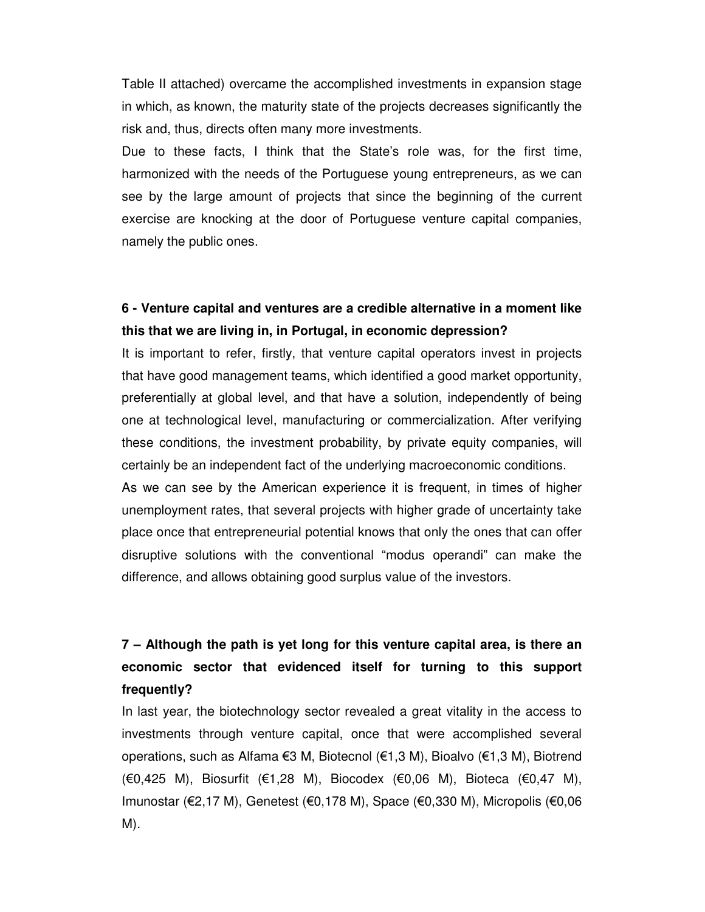Table II attached) overcame the accomplished investments in expansion stage in which, as known, the maturity state of the projects decreases significantly the risk and, thus, directs often many more investments.

Due to these facts, I think that the State's role was, for the first time, harmonized with the needs of the Portuguese young entrepreneurs, as we can see by the large amount of projects that since the beginning of the current exercise are knocking at the door of Portuguese venture capital companies, namely the public ones.

**6 - Venture capital and ventures are a credible alternative in a moment like this that we are living in, in Portugal, in economic depression?**

It is important to refer, firstly, that venture capital operators invest in projects that have good management teams, which identified a good market opportunity, preferentially at global level, and that have a solution, independently of being one at technological level, manufacturing or commercialization. After verifying these conditions, the investment probability, by private equity companies, will certainly be an independent fact of the underlying macroeconomic conditions.

As we can see by the American experience it is frequent, in times of higher unemployment rates, that several projects with higher grade of uncertainty take place once that entrepreneurial potential knows that only the ones that can offer disruptive solutions with the conventional "modus operandi" can make the difference, and allows obtaining good surplus value of the investors.

**7 – Although the path is yet long for this venture capital area, is there an economic sector that evidenced itself for turning to this support frequently?**

In last year, the biotechnology sector revealed a great vitality in the access to investments through venture capital, once that were accomplished several operations, such as Alfama €3 M, Biotecnol (€1,3 M), Bioalvo (€1,3 M), Biotrend (€0,425 M), Biosurfit (€1,28 M), Biocodex (€0,06 M), Bioteca (€0,47 M), Imunostar (€2,17 M), Genetest (€0,178 M), Space (€0,330 M), Micropolis (€0,06 M).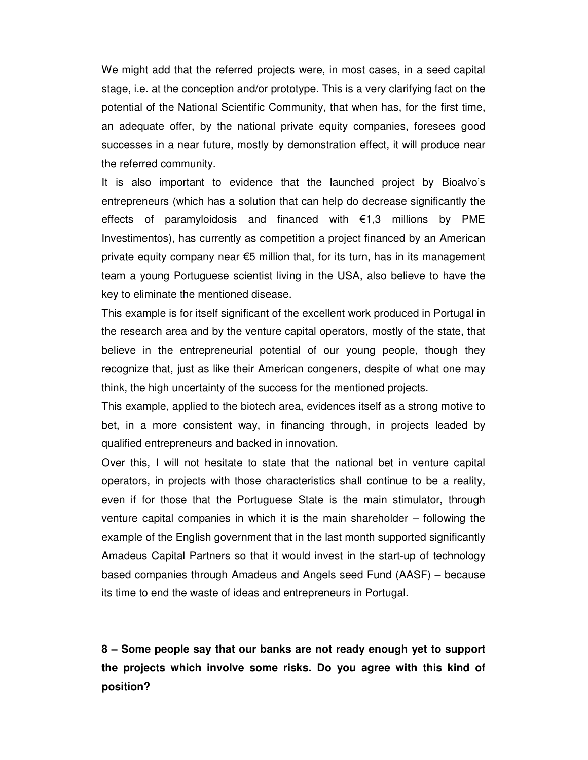We might add that the referred projects were, in most cases, in a seed capital stage, i.e. at the conception and/or prototype. This is a very clarifying fact on the potential of the National Scientific Community, that when has, for the first time, an adequate offer, by the national private equity companies, foresees good successes in a near future, mostly by demonstration effect, it will produce near the referred community.

It is also important to evidence that the launched project by Bioalvo's entrepreneurs (which has a solution that can help do decrease significantly the effects of paramyloidosis and financed with €1,3 millions by PME Investimentos), has currently as competition a project financed by an American private equity company near €5 million that, for its turn, has in its management team a young Portuguese scientist living in the USA, also believe to have the key to eliminate the mentioned disease.

This example is for itself significant of the excellent work produced in Portugal in the research area and by the venture capital operators, mostly of the state, that believe in the entrepreneurial potential of our young people, though they recognize that, just as like their American congeners, despite of what one may think, the high uncertainty of the success for the mentioned projects.

This example, applied to the biotech area, evidences itself as a strong motive to bet, in a more consistent way, in financing through, in projects leaded by qualified entrepreneurs and backed in innovation.

Over this, I will not hesitate to state that the national bet in venture capital operators, in projects with those characteristics shall continue to be a reality, even if for those that the Portuguese State is the main stimulator, through venture capital companies in which it is the main shareholder – following the example of the English government that in the last month supported significantly Amadeus Capital Partners so that it would invest in the start-up of technology based companies through Amadeus and Angels seed Fund (AASF) – because its time to end the waste of ideas and entrepreneurs in Portugal.

**8 – Some people say that our banks are not ready enough yet to support the projects which involve some risks. Do you agree with this kind of position?**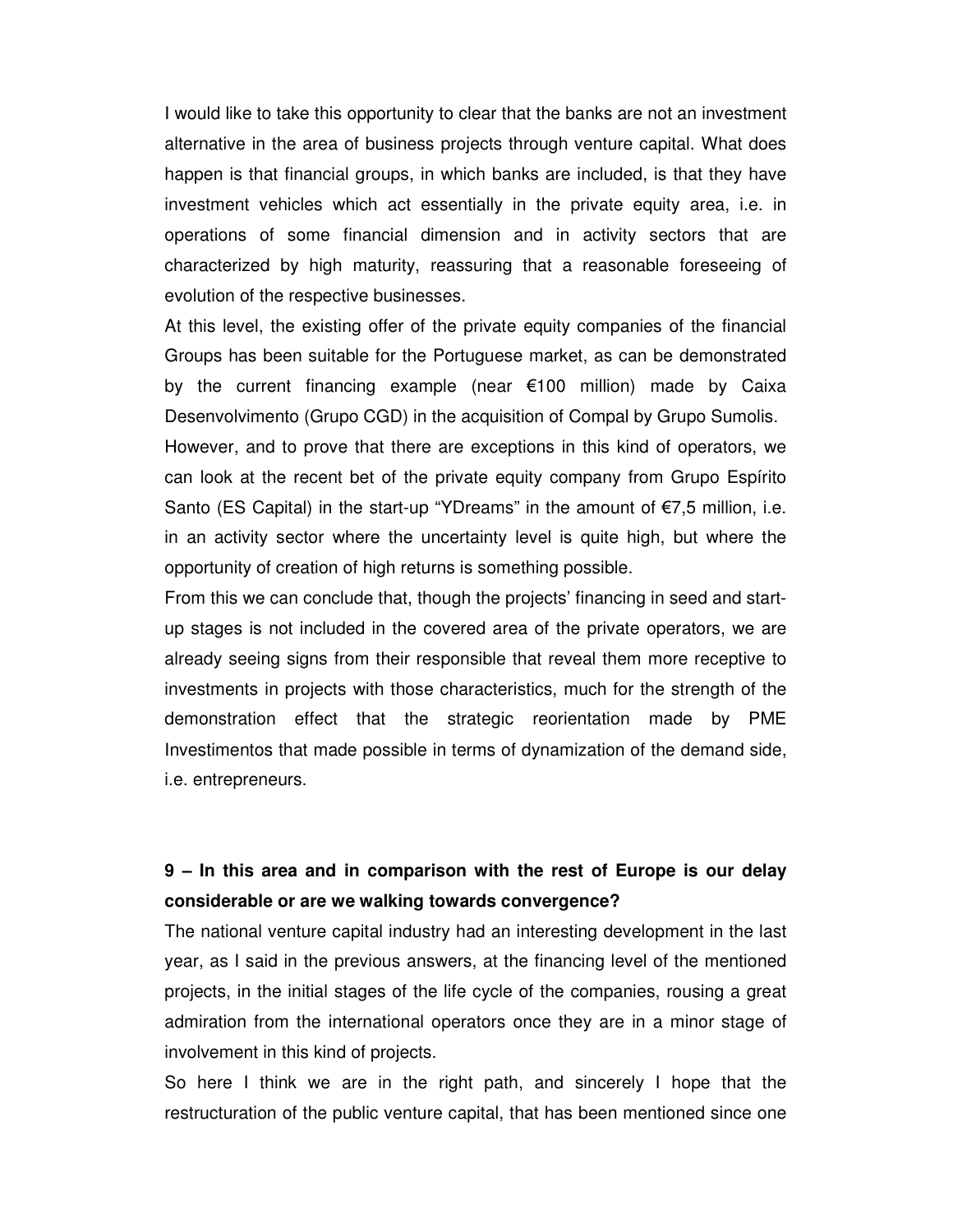I would like to take this opportunity to clear that the banks are not an investment alternative in the area of business projects through venture capital. What does happen is that financial groups, in which banks are included, is that they have investment vehicles which act essentially in the private equity area, i.e. in operations of some financial dimension and in activity sectors that are characterized by high maturity, reassuring that a reasonable foreseeing of evolution of the respective businesses.

At this level, the existing offer of the private equity companies of the financial Groups has been suitable for the Portuguese market, as can be demonstrated by the current financing example (near €100 million) made by Caixa Desenvolvimento (Grupo CGD) in the acquisition of Compal by Grupo Sumolis.

However, and to prove that there are exceptions in this kind of operators, we can look at the recent bet of the private equity company from Grupo Espírito Santo (ES Capital) in the start-up "YDreams" in the amount of €7,5 million, i.e. in an activity sector where the uncertainty level is quite high, but where the opportunity of creation of high returns is something possible.

From this we can conclude that, though the projects' financing in seed and start-up stages is not included in the covered area of the private operators, we are already seeing signs from their responsible that reveal them more receptive to investments in projects with those characteristics, much for the strength of the demonstration effect that the strategic reorientation made by PME Investimentos that made possible in terms of dynamization of the demand side, i.e. entrepreneurs.

**9 – In this area and in comparison with the rest of Europe is our delay considerable or are we walking towards convergence?**

The national venture capital industry had an interesting development in the last year, as I said in the previous answers, at the financing level of the mentioned projects, in the initial stages of the life cycle of the companies, rousing a great admiration from the international operators once they are in a minor stage of involvement in this kind of projects.

So here I think we are in the right path, and sincerely I hope that the restructuration of the public venture capital, that has been mentioned since one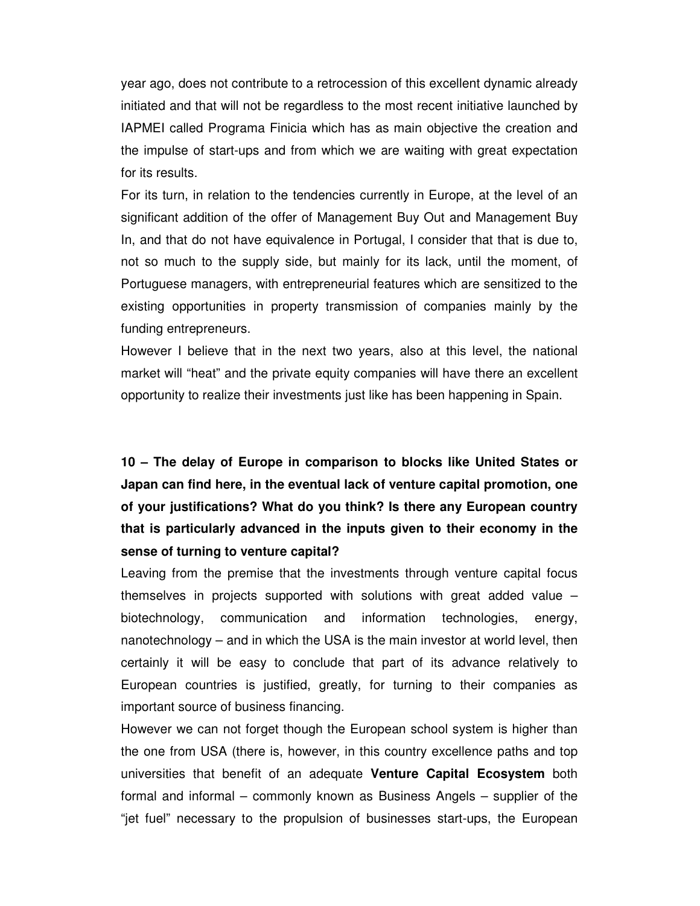year ago, does not contribute to a retrocession of this excellent dynamic already initiated and that will not be regardless to the most recent initiative launched by IAPMEI called Programa Finicia which has as main objective the creation and the impulse of start-ups and from which we are waiting with great expectation for its results.

For its turn, in relation to the tendencies currently in Europe, at the level of an significant addition of the offer of Management Buy Out and Management Buy In, and that do not have equivalence in Portugal, I consider that that is due to, not so much to the supply side, but mainly for its lack, until the moment, of Portuguese managers, with entrepreneurial features which are sensitized to the existing opportunities in property transmission of companies mainly by the funding entrepreneurs.

However I believe that in the next two years, also at this level, the national market will "heat" and the private equity companies will have there an excellent opportunity to realize their investments just like has been happening in Spain.

**10 – The delay of Europe in comparison to blocks like United States or Japan can find here, in the eventual lack of venture capital promotion, one of your justifications? What do you think? Is there any European country that is particularly advanced in the inputs given to their economy in the sense of turning to venture capital?**

Leaving from the premise that the investments through venture capital focus themselves in projects supported with solutions with great added value – biotechnology, communication and information technologies, energy, nanotechnology – and in which the USA is the main investor at world level, then certainly it will be easy to conclude that part of its advance relatively to European countries is justified, greatly, for turning to their companies as important source of business financing.

However we can not forget though the European school system is higher than the one from USA (there is, however, in this country excellence paths and top universities that benefit of an adequate **Venture Capital Ecosystem** both formal and informal – commonly known as Business Angels – supplier of the "jet fuel" necessary to the propulsion of businesses start-ups, the European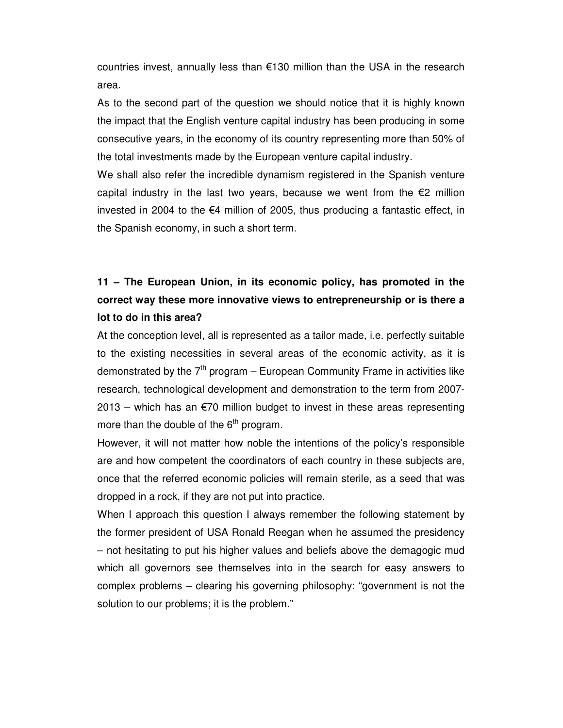countries invest, annually less than €130 million than the USA in the research area.

As to the second part of the question we should notice that it is highly known the impact that the English venture capital industry has been producing in some consecutive years, in the economy of its country representing more than 50% of the total investments made by the European venture capital industry.

We shall also refer the incredible dynamism registered in the Spanish venture capital industry in the last two years, because we went from the €2 million invested in 2004 to the €4 million of 2005, thus producing a fantastic effect, in the Spanish economy, in such a short term.

**11 – The European Union, in its economic policy, has promoted in the correct way these more innovative views to entrepreneurship or is there a lot to do in this area?**

At the conception level, all is represented as a tailor made, i.e. perfectly suitable to the existing necessities in several areas of the economic activity, as it is demonstrated by the 7th program – European Community Frame in activities like research, technological development and demonstration to the term from 2007-2013 – which has an €70 million budget to invest in these areas representing more than the double of the 6th program.

However, it will not matter how noble the intentions of the policy's responsible are and how competent the coordinators of each country in these subjects are, once that the referred economic policies will remain sterile, as a seed that was dropped in a rock, if they are not put into practice.

When I approach this question I always remember the following statement by the former president of USA Ronald Reegan when he assumed the presidency – not hesitating to put his higher values and beliefs above the demagogic mud which all governors see themselves into in the search for easy answers to complex problems – clearing his governing philosophy: "government is not the solution to our problems; it is the problem."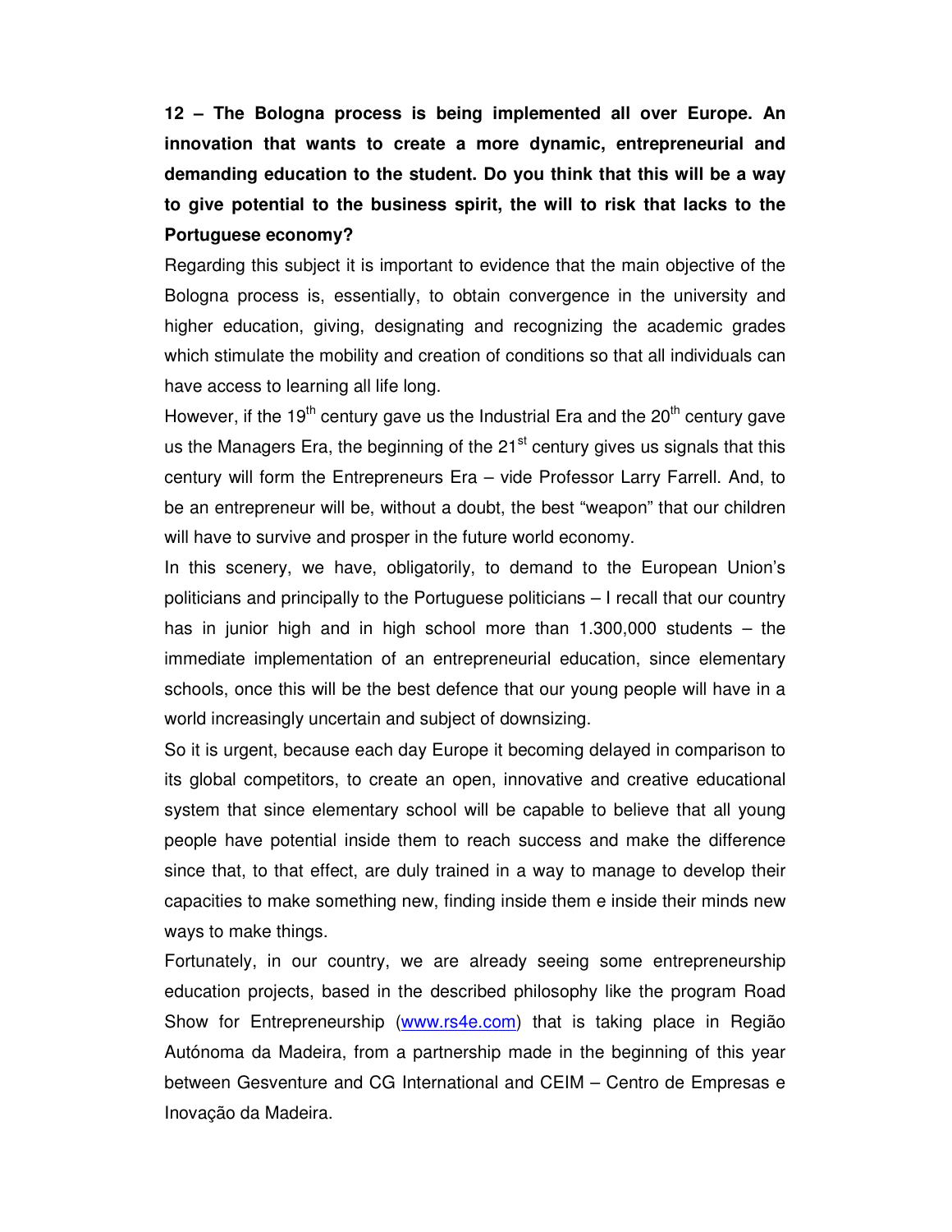**12 – The Bologna process is being implemented all over Europe. An innovation that wants to create a more dynamic, entrepreneurial and demanding education to the student. Do you think that this will be a way to give potential to the business spirit, the will to risk that lacks to the Portuguese economy?**

Regarding this subject it is important to evidence that the main objective of the Bologna process is, essentially, to obtain convergence in the university and higher education, giving, designating and recognizing the academic grades which stimulate the mobility and creation of conditions so that all individuals can have access to learning all life long.

However, if the 19th century gave us the Industrial Era and the 20th century gave us the Managers Era, the beginning of the 21st century gives us signals that this century will form the Entrepreneurs Era – vide Professor Larry Farrell. And, to be an entrepreneur will be, without a doubt, the best "weapon" that our children will have to survive and prosper in the future world economy.

In this scenery, we have, obligatorily, to demand to the European Union's politicians and principally to the Portuguese politicians – I recall that our country has in junior high and in high school more than 1.300,000 students – the immediate implementation of an entrepreneurial education, since elementary schools, once this will be the best defence that our young people will have in a world increasingly uncertain and subject of downsizing.

So it is urgent, because each day Europe it becoming delayed in comparison to its global competitors, to create an open, innovative and creative educational system that since elementary school will be capable to believe that all young people have potential inside them to reach success and make the difference since that, to that effect, are duly trained in a way to manage to develop their capacities to make something new, finding inside them e inside their minds new ways to make things.

Fortunately, in our country, we are already seeing some entrepreneurship education projects, based in the described philosophy like the program Road Show for Entrepreneurship (www.rs4e.com) that is taking place in Região Autónoma da Madeira, from a partnership made in the beginning of this year between Gesventure and CG International and CEIM – Centro de Empresas e Inovação da Madeira.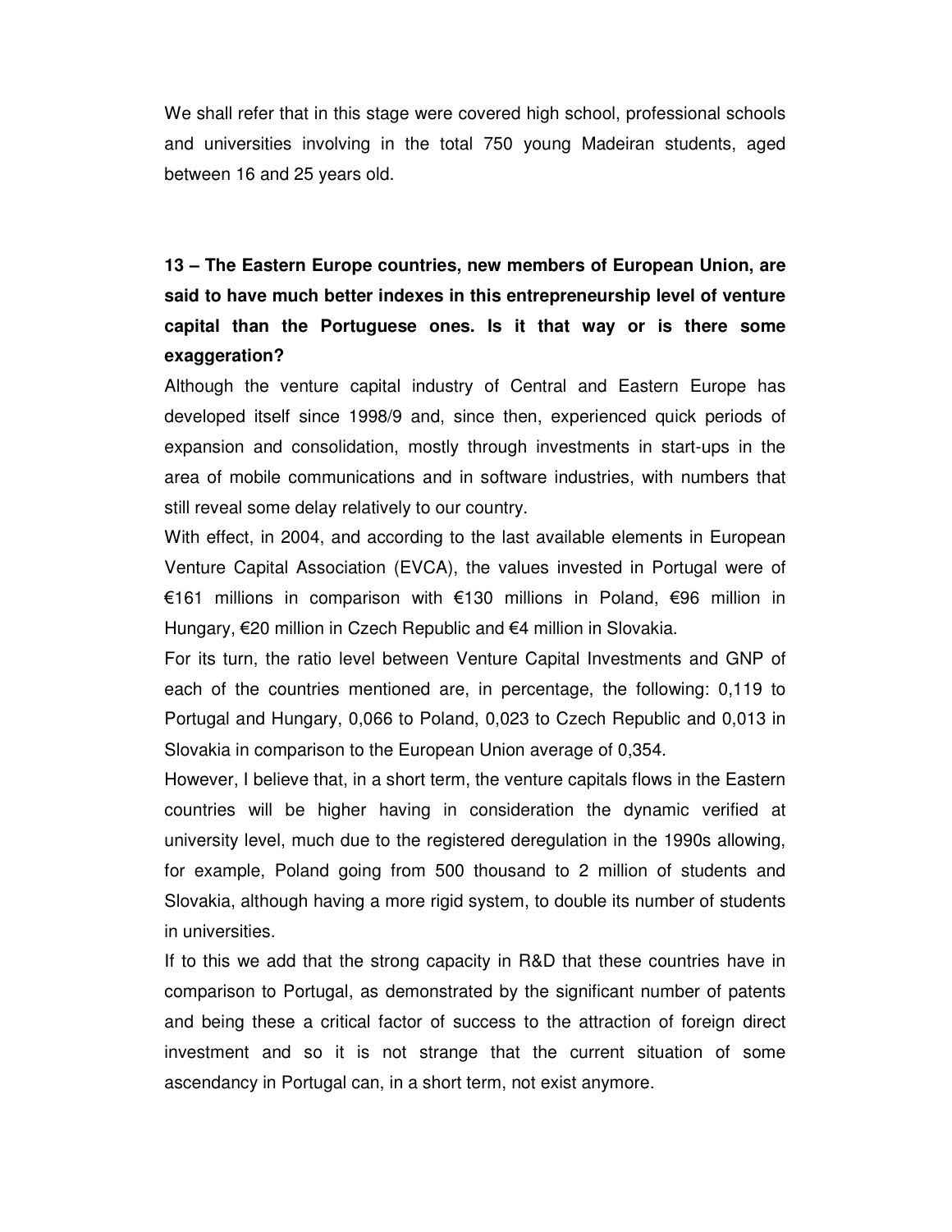We shall refer that in this stage were covered high school, professional schools and universities involving in the total 750 young Madeiran students, aged between 16 and 25 years old.

**13 – The Eastern Europe countries, new members of European Union, are said to have much better indexes in this entrepreneurship level of venture capital than the Portuguese ones. Is it that way or is there some exaggeration?**

Although the venture capital industry of Central and Eastern Europe has developed itself since 1998/9 and, since then, experienced quick periods of expansion and consolidation, mostly through investments in start-ups in the area of mobile communications and in software industries, with numbers that still reveal some delay relatively to our country.

With effect, in 2004, and according to the last available elements in European Venture Capital Association (EVCA), the values invested in Portugal were of €161 millions in comparison with €130 millions in Poland, €96 million in Hungary, €20 million in Czech Republic and €4 million in Slovakia.

For its turn, the ratio level between Venture Capital Investments and GNP of each of the countries mentioned are, in percentage, the following: 0,119 to Portugal and Hungary, 0,066 to Poland, 0,023 to Czech Republic and 0,013 in Slovakia in comparison to the European Union average of 0,354.

However, I believe that, in a short term, the venture capitals flows in the Eastern countries will be higher having in consideration the dynamic verified at university level, much due to the registered deregulation in the 1990s allowing, for example, Poland going from 500 thousand to 2 million of students and Slovakia, although having a more rigid system, to double its number of students in universities.

If to this we add that the strong capacity in R&D that these countries have in comparison to Portugal, as demonstrated by the significant number of patents and being these a critical factor of success to the attraction of foreign direct investment and so it is not strange that the current situation of some ascendancy in Portugal can, in a short term, not exist anymore.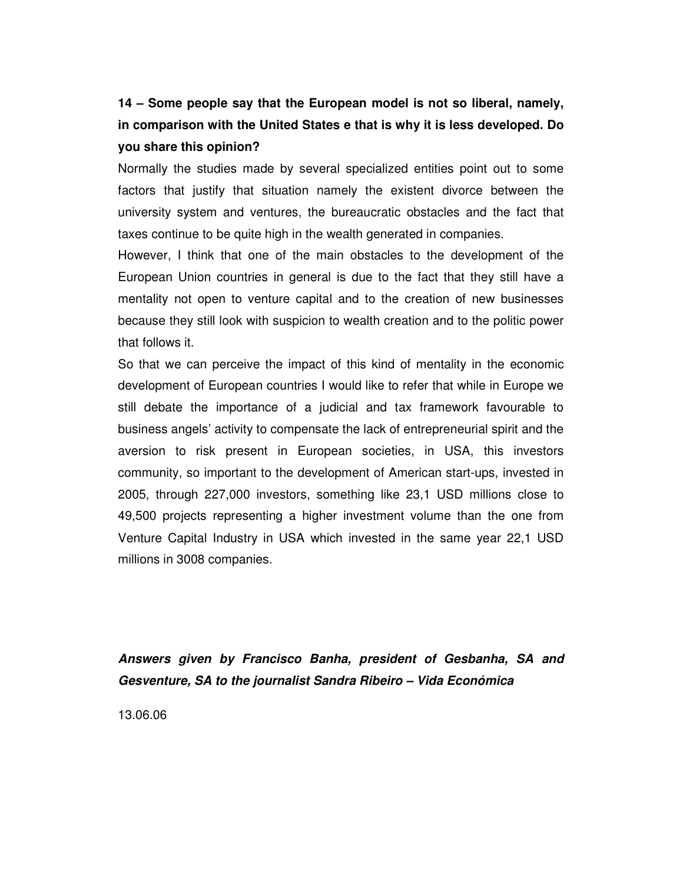**14 – Some people say that the European model is not so liberal, namely, in comparison with the United States e that is why it is less developed. Do you share this opinion?**

Normally the studies made by several specialized entities point out to some factors that justify that situation namely the existent divorce between the university system and ventures, the bureaucratic obstacles and the fact that taxes continue to be quite high in the wealth generated in companies.

However, I think that one of the main obstacles to the development of the European Union countries in general is due to the fact that they still have a mentality not open to venture capital and to the creation of new businesses because they still look with suspicion to wealth creation and to the politic power that follows it.

So that we can perceive the impact of this kind of mentality in the economic development of European countries I would like to refer that while in Europe we still debate the importance of a judicial and tax framework favourable to business angels' activity to compensate the lack of entrepreneurial spirit and the aversion to risk present in European societies, in USA, this investors community, so important to the development of American start-ups, invested in 2005, through 227,000 investors, something like 23,1 USD millions close to 49,500 projects representing a higher investment volume than the one from Venture Capital Industry in USA which invested in the same year 22,1 USD millions in 3008 companies.

***Answers given by Francisco Banha, president of Gesbanha, SA and Gesventure, SA to the journalist Sandra Ribeiro – Vida Económica***

13.06.06